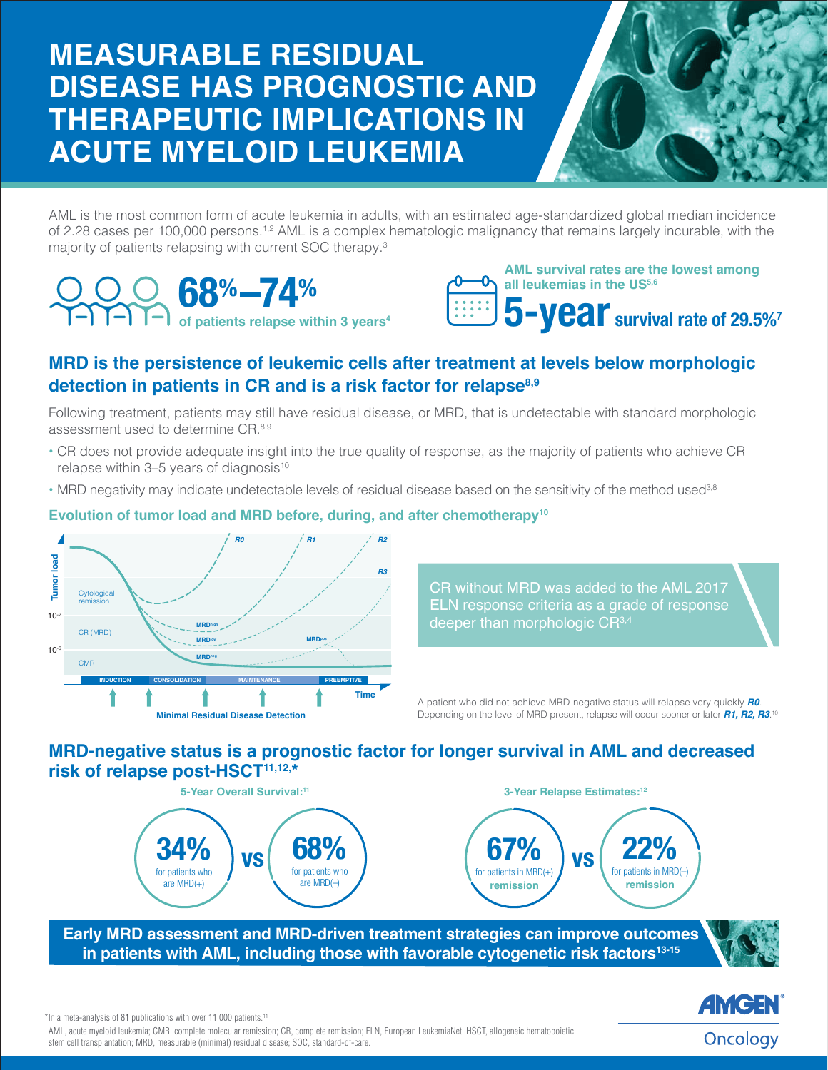# MEASURABLE RESIDUAL DISEASE HAS PROGNOSTIC AND THERAPEUTIC IMPLICATIONS IN ACUTE MYELOID LEUKEMIA

AML is the most common form of acute leukemia in adults, with an estimated age-standardized global median incidence of 2.28 cases per 100,000 persons.[1,2] AML is a complex hematologic malignancy that remains largely incurable, with the majority of patients relapsing with current SOC therapy.[3]

**68%–74%** of patients relapse within 3 years[4]

**AML survival rates are the lowest among all leukemias in the US[5,6]**

**5-year survival rate of 29.5%[7]**

## MRD is the persistence of leukemic cells after treatment at levels below morphologic detection in patients in CR and is a risk factor for relapse[8,9]

Following treatment, patients may still have residual disease, or MRD, that is undetectable with standard morphologic assessment used to determine CR.[8,9]

- CR does not provide adequate insight into the true quality of response, as the majority of patients who achieve CR relapse within 3–5 years of diagnosis[10]
- MRD negativity may indicate undetectable levels of residual disease based on the sensitivity of the method used[3,8]

### Evolution of tumor load and MRD before, during, and after chemotherapy[10]

Tumor load; Cytological remission; $10^{-2}$; CR (MRD); $10^{-6}$; CMR; R0; R1; R2; R3; MRD[high]; MRD[low]; MRD[neg]; MRD[pos]; INDUCTION; CONSOLIDATION; MAINTENANCE; PREEMPTIVE; Time; Minimal Residual Disease Detection

CR without MRD was added to the AML 2017 ELN response criteria as a grade of response deeper than morphologic CR[3,4]

A patient who did not achieve MRD-negative status will relapse very quickly ***R0***. Depending on the level of MRD present, relapse will occur sooner or later ***R1, R2, R3***.[10]

## MRD-negative status is a prognostic factor for longer survival in AML and decreased risk of relapse post-HSCT[11,12,*]

**5-Year Overall Survival:[11]**

**34%** for patients who are MRD(+) **VS** **68%** for patients who are MRD(–)

**3-Year Relapse Estimates:[12]**

**67%** for patients in MRD(+) **remission** **VS** **22%** for patients in MRD(–) **remission**

**Early MRD assessment and MRD-driven treatment strategies can improve outcomes in patients with AML, including those with favorable cytogenetic risk factors[13-15]**

*In a meta-analysis of 81 publications with over 11,000 patients.[11]

AML, acute myeloid leukemia; CMR, complete molecular remission; CR, complete remission; ELN, European LeukemiaNet; HSCT, allogeneic hematopoietic stem cell transplantation; MRD, measurable (minimal) residual disease; SOC, standard-of-care.

AMGEN Oncology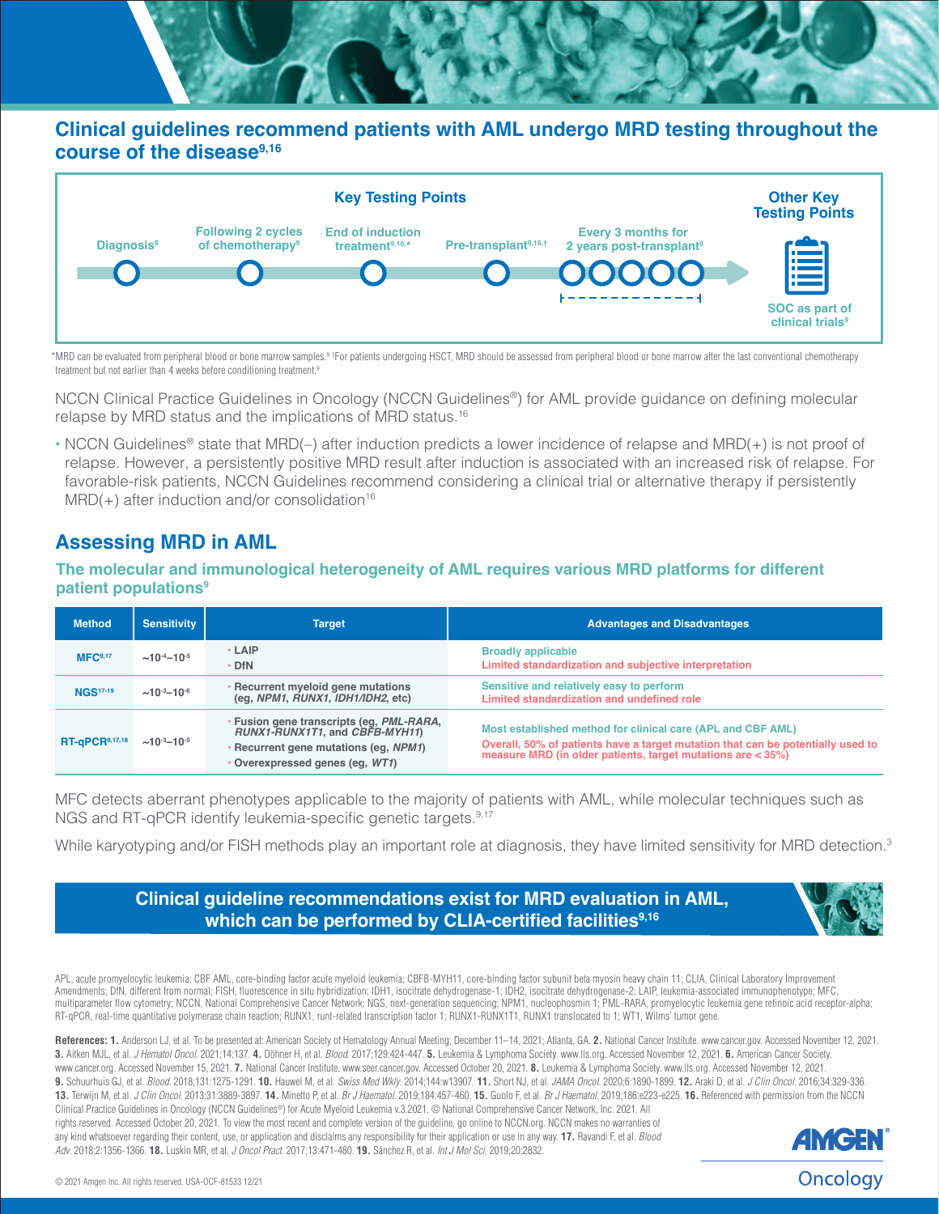## Clinical guidelines recommend patients with AML undergo MRD testing throughout the course of the disease[9,16]

**Key Testing Points**

Diagnosis[9]

Following 2 cycles of chemotherapy[9]

End of induction treatment[9,16,*]

Pre-transplant[9,16,†]

Every 3 months for 2 years post-transplant[9]

**Other Key Testing Points**

SOC as part of clinical trials[9]

*MRD can be evaluated from peripheral blood or bone marrow samples.[9] †For patients undergoing HSCT, MRD should be assessed from peripheral blood or bone marrow after the last conventional chemotherapy treatment but not earlier than 4 weeks before conditioning treatment.[9]

NCCN Clinical Practice Guidelines in Oncology (NCCN Guidelines®) for AML provide guidance on defining molecular relapse by MRD status and the implications of MRD status.[16]

- NCCN Guidelines® state that MRD(–) after induction predicts a lower incidence of relapse and MRD(+) is not proof of relapse. However, a persistently positive MRD result after induction is associated with an increased risk of relapse. For favorable-risk patients, NCCN Guidelines recommend considering a clinical trial or alternative therapy if persistently MRD(+) after induction and/or consolidation[16]

## Assessing MRD in AML

### The molecular and immunological heterogeneity of AML requires various MRD platforms for different patient populations[9]

| Method | Sensitivity | Target | Advantages and Disadvantages |
|---|---|---|---|
| MFC[9,17] | ~$10^{-4}$–$10^{-5}$ | • LAIP<br>• DfN | Broadly applicable<br>Limited standardization and subjective interpretation |
| NGS[17-19] | ~$10^{-3}$–$10^{-6}$ | • Recurrent myeloid gene mutations (eg, *NPM1*, *RUNX1*, *IDH1/IDH2*, etc) | Sensitive and relatively easy to perform<br>Limited standardization and undefined role |
| RT-qPCR[9,17,18] | ~$10^{-3}$–$10^{-5}$ | • Fusion gene transcripts (eg, *PML-RARA*, *RUNX1-RUNX1T1*, and *CBFB-MYH11*)<br>• Recurrent gene mutations (eg, *NPM1*)<br>• Overexpressed genes (eg, *WT1*) | Most established method for clinical care (APL and CBF AML)<br>Overall, 50% of patients have a target mutation that can be potentially used to measure MRD (in older patients, target mutations are < 35%) |

MFC detects aberrant phenotypes applicable to the majority of patients with AML, while molecular techniques such as NGS and RT-qPCR identify leukemia-specific genetic targets.[9,17]

While karyotyping and/or FISH methods play an important role at diagnosis, they have limited sensitivity for MRD detection.[3]

**Clinical guideline recommendations exist for MRD evaluation in AML, which can be performed by CLIA-certified facilities[9,16]**

APL, acute promyelocytic leukemia; CBF AML, core-binding factor acute myeloid leukemia; CBFB-MYH11, core-binding factor subunit beta myosin heavy chain 11; CLIA, Clinical Laboratory Improvement Amendments; DfN, different from normal; FISH, fluorescence in situ hybridization; IDH1, isocitrate dehydrogenase-1; IDH2, isocitrate dehydrogenase-2; LAIP, leukemia-associated immunophenotype; MFC, multiparameter flow cytometry; NCCN, National Comprehensive Cancer Network; NGS, next-generation sequencing; NPM1, nucleophosmin 1; PML-RARA, promyelocytic leukemia gene retinoic acid receptor-alpha; RT-qPCR, real-time quantitative polymerase chain reaction; RUNX1, runt-related transcription factor 1; RUNX1-RUNX1T1, RUNX1 translocated to 1; WT1, Wilms' tumor gene.

**References: 1.** Anderson LJ, et al. To be presented at: American Society of Hematology Annual Meeting; December 11–14, 2021; Atlanta, GA. **2.** National Cancer Institute. www.cancer.gov. Accessed November 12, 2021. **3.** Aitken MJL, et al. *J Hematol Oncol.* 2021;14:137. **4.** Döhner H, et al. *Blood.* 2017;129:424-447. **5.** Leukemia & Lymphoma Society. www.lls.org. Accessed November 12, 2021. **6.** American Cancer Society. www.cancer.org. Accessed November 15, 2021. **7.** National Cancer Institute. www.seer.cancer.gov. Accessed October 20, 2021. **8.** Leukemia & Lymphoma Society. www.lls.org. Accessed November 12, 2021. **9.** Schuurhuis GJ, et al. *Blood.* 2018;131:1275-1291. **10.** Hauwel M, et al. *Swiss Med Wkly.* 2014;144:w13907. **11.** Short NJ, et al. *JAMA Oncol.* 2020;6:1890-1899. **12.** Araki D, et al. *J Clin Oncol.* 2016;34:329-336. **13.** Terwijn M, et al. *J Clin Oncol.* 2013;31:3889-3897. **14.** Minetto P, et al. *Br J Haematol.* 2019;184:457-460. **15.** Guolo F, et al. *Br J Haematol.* 2019;186:e223-e225. **16.** Referenced with permission from the NCCN Clinical Practice Guidelines in Oncology (NCCN Guidelines®) for Acute Myeloid Leukemia v.3.2021. © National Comprehensive Cancer Network, Inc. 2021. All rights reserved. Accessed October 20, 2021. To view the most recent and complete version of the guideline, go online to NCCN.org. NCCN makes no warranties of any kind whatsoever regarding their content, use, or application and disclaims any responsibility for their application or use in any way. **17.** Ravandi F, et al. *Blood Adv.* 2018;2:1356-1366. **18.** Luskin MR, et al. *J Oncol Pract.* 2017;13:471-480. **19.** Sánchez R, et al. *Int J Mol Sci.* 2019;20:2832.

© 2021 Amgen Inc. All rights reserved. USA-OCF-81533 12/21

AMGEN® Oncology